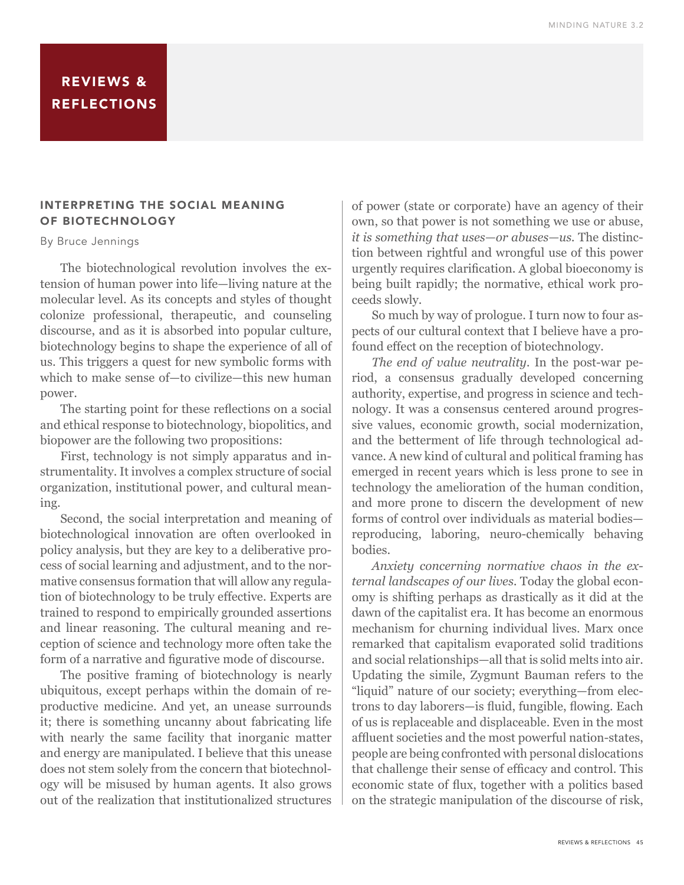# REVIEWS & REFLECTIONS

## INTERPRETING THE SOCIAL MEANING OF BIOTECHNOLOGY

By Bruce Jennings

The biotechnological revolution involves the extension of human power into life—living nature at the molecular level. As its concepts and styles of thought colonize professional, therapeutic, and counseling discourse, and as it is absorbed into popular culture, biotechnology begins to shape the experience of all of us. This triggers a quest for new symbolic forms with which to make sense of—to civilize—this new human power.

The starting point for these reflections on a social and ethical response to biotechnology, biopolitics, and biopower are the following two propositions:

First, technology is not simply apparatus and instrumentality. It involves a complex structure of social organization, institutional power, and cultural meaning.

Second, the social interpretation and meaning of biotechnological innovation are often overlooked in policy analysis, but they are key to a deliberative process of social learning and adjustment, and to the normative consensus formation that will allow any regulation of biotechnology to be truly effective. Experts are trained to respond to empirically grounded assertions and linear reasoning. The cultural meaning and reception of science and technology more often take the form of a narrative and figurative mode of discourse.

The positive framing of biotechnology is nearly ubiquitous, except perhaps within the domain of reproductive medicine. And yet, an unease surrounds it; there is something uncanny about fabricating life with nearly the same facility that inorganic matter and energy are manipulated. I believe that this unease does not stem solely from the concern that biotechnology will be misused by human agents. It also grows out of the realization that institutionalized structures of power (state or corporate) have an agency of their own, so that power is not something we use or abuse, *it is something that uses—or abuses—us*. The distinction between rightful and wrongful use of this power urgently requires clarification. A global bioeconomy is being built rapidly; the normative, ethical work proceeds slowly.

So much by way of prologue. I turn now to four aspects of our cultural context that I believe have a profound effect on the reception of biotechnology.

*The end of value neutrality*. In the post-war period, a consensus gradually developed concerning authority, expertise, and progress in science and technology. It was a consensus centered around progressive values, economic growth, social modernization, and the betterment of life through technological advance. A new kind of cultural and political framing has emerged in recent years which is less prone to see in technology the amelioration of the human condition, and more prone to discern the development of new forms of control over individuals as material bodies—reproducing, laboring, neuro-chemically behaving bodies.

*Anxiety concerning normative chaos in the external landscapes of our lives*. Today the global economy is shifting perhaps as drastically as it did at the dawn of the capitalist era. It has become an enormous mechanism for churning individual lives. Marx once remarked that capitalism evaporated solid traditions and social relationships—all that is solid melts into air. Updating the simile, Zygmunt Bauman refers to the "liquid" nature of our society; everything—from electrons to day laborers—is fluid, fungible, flowing. Each of us is replaceable and displaceable. Even in the most affluent societies and the most powerful nation-states, people are being confronted with personal dislocations that challenge their sense of efficacy and control. This economic state of flux, together with a politics based on the strategic manipulation of the discourse of risk,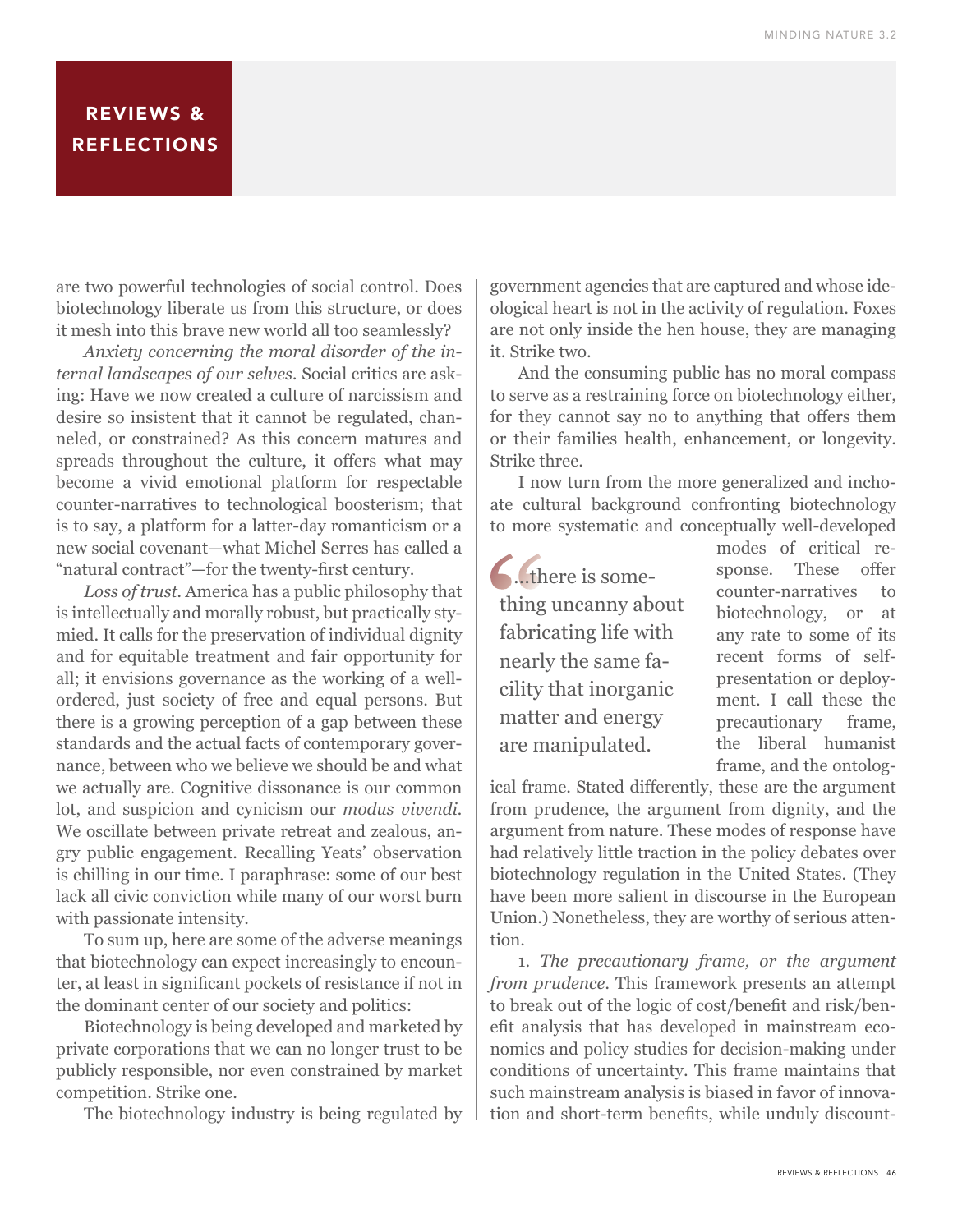are two powerful technologies of social control. Does biotechnology liberate us from this structure, or does it mesh into this brave new world all too seamlessly?

*Anxiety concerning the moral disorder of the internal landscapes of our selves*. Social critics are asking: Have we now created a culture of narcissism and desire so insistent that it cannot be regulated, channeled, or constrained? As this concern matures and spreads throughout the culture, it offers what may become a vivid emotional platform for respectable counter-narratives to technological boosterism; that is to say, a platform for a latter-day romanticism or a new social covenant—what Michel Serres has called a "natural contract"—for the twenty-first century.

*Loss of trust*. America has a public philosophy that is intellectually and morally robust, but practically stymied. It calls for the preservation of individual dignity and for equitable treatment and fair opportunity for all; it envisions governance as the working of a well-ordered, just society of free and equal persons. But there is a growing perception of a gap between these standards and the actual facts of contemporary governance, between who we believe we should be and what we actually are. Cognitive dissonance is our common lot, and suspicion and cynicism our *modus vivendi*. We oscillate between private retreat and zealous, angry public engagement. Recalling Yeats' observation is chilling in our time. I paraphrase: some of our best lack all civic conviction while many of our worst burn with passionate intensity.

To sum up, here are some of the adverse meanings that biotechnology can expect increasingly to encounter, at least in significant pockets of resistance if not in the dominant center of our society and politics:

Biotechnology is being developed and marketed by private corporations that we can no longer trust to be publicly responsible, nor even constrained by market competition. Strike one.

The biotechnology industry is being regulated by government agencies that are captured and whose ideological heart is not in the activity of regulation. Foxes are not only inside the hen house, they are managing it. Strike two.

And the consuming public has no moral compass to serve as a restraining force on biotechnology either, for they cannot say no to anything that offers them or their families health, enhancement, or longevity. Strike three.

I now turn from the more generalized and inchoate cultural background confronting biotechnology to more systematic and conceptually well-developed modes of critical response. These offer counter-narratives to biotechnology, or at any rate to some of its recent forms of self-presentation or deployment. I call these the precautionary frame, the liberal humanist frame, and the ontological frame. Stated differently, these are the argument from prudence, the argument from dignity, and the argument from nature. These modes of response have had relatively little traction in the policy debates over biotechnology regulation in the United States. (They have been more salient in discourse in the European Union.) Nonetheless, they are worthy of serious attention.

> "...there is something uncanny about fabricating life with nearly the same facility that inorganic matter and energy are manipulated.

1. *The precautionary frame, or the argument from prudence*. This framework presents an attempt to break out of the logic of cost/benefit and risk/benefit analysis that has developed in mainstream economics and policy studies for decision-making under conditions of uncertainty. This frame maintains that such mainstream analysis is biased in favor of innovation and short-term benefits, while unduly discount-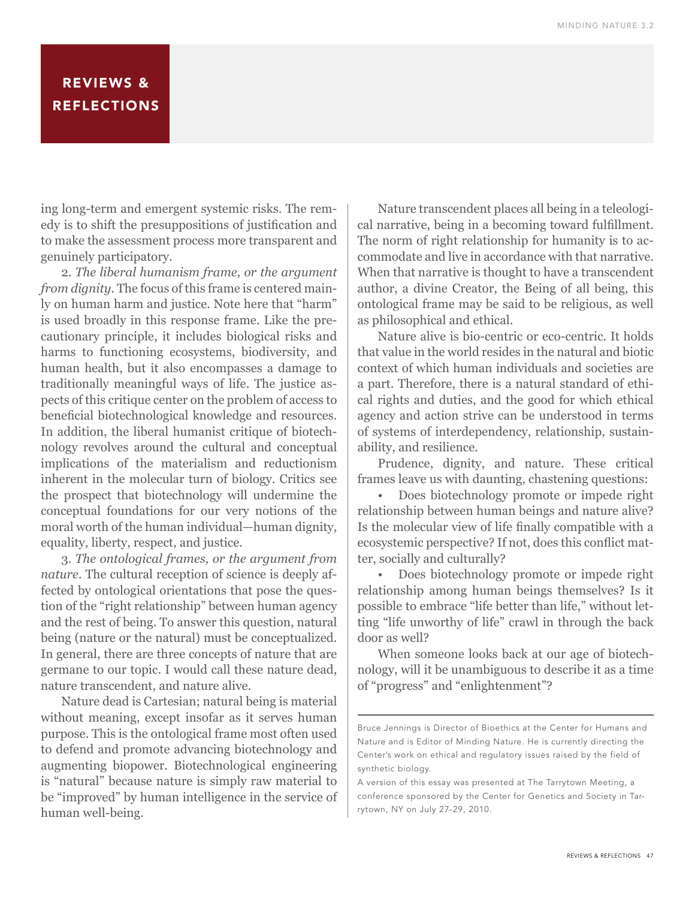ing long-term and emergent systemic risks. The remedy is to shift the presuppositions of justification and to make the assessment process more transparent and genuinely participatory.

2. *The liberal humanism frame, or the argument from dignity*. The focus of this frame is centered mainly on human harm and justice. Note here that "harm" is used broadly in this response frame. Like the precautionary principle, it includes biological risks and harms to functioning ecosystems, biodiversity, and human health, but it also encompasses a damage to traditionally meaningful ways of life. The justice aspects of this critique center on the problem of access to beneficial biotechnological knowledge and resources. In addition, the liberal humanist critique of biotechnology revolves around the cultural and conceptual implications of the materialism and reductionism inherent in the molecular turn of biology. Critics see the prospect that biotechnology will undermine the conceptual foundations for our very notions of the moral worth of the human individual—human dignity, equality, liberty, respect, and justice.

3. *The ontological frames, or the argument from nature*. The cultural reception of science is deeply affected by ontological orientations that pose the question of the "right relationship" between human agency and the rest of being. To answer this question, natural being (nature or the natural) must be conceptualized. In general, there are three concepts of nature that are germane to our topic. I would call these nature dead, nature transcendent, and nature alive.

Nature dead is Cartesian; natural being is material without meaning, except insofar as it serves human purpose. This is the ontological frame most often used to defend and promote advancing biotechnology and augmenting biopower. Biotechnological engineering is "natural" because nature is simply raw material to be "improved" by human intelligence in the service of human well-being.

Nature transcendent places all being in a teleological narrative, being in a becoming toward fulfillment. The norm of right relationship for humanity is to accommodate and live in accordance with that narrative. When that narrative is thought to have a transcendent author, a divine Creator, the Being of all being, this ontological frame may be said to be religious, as well as philosophical and ethical.

Nature alive is bio-centric or eco-centric. It holds that value in the world resides in the natural and biotic context of which human individuals and societies are a part. Therefore, there is a natural standard of ethical rights and duties, and the good for which ethical agency and action strive can be understood in terms of systems of interdependency, relationship, sustainability, and resilience.

Prudence, dignity, and nature. These critical frames leave us with daunting, chastening questions:

- Does biotechnology promote or impede right relationship between human beings and nature alive? Is the molecular view of life finally compatible with a ecosystemic perspective? If not, does this conflict matter, socially and culturally?
- Does biotechnology promote or impede right relationship among human beings themselves? Is it possible to embrace "life better than life," without letting "life unworthy of life" crawl in through the back door as well?

When someone looks back at our age of biotechnology, will it be unambiguous to describe it as a time of "progress" and "enlightenment"?

---

Bruce Jennings is Director of Bioethics at the Center for Humans and Nature and is Editor of Minding Nature. He is currently directing the Center's work on ethical and regulatory issues raised by the field of synthetic biology.

A version of this essay was presented at The Tarrytown Meeting, a conference sponsored by the Center for Genetics and Society in Tarrytown, NY on July 27-29, 2010.